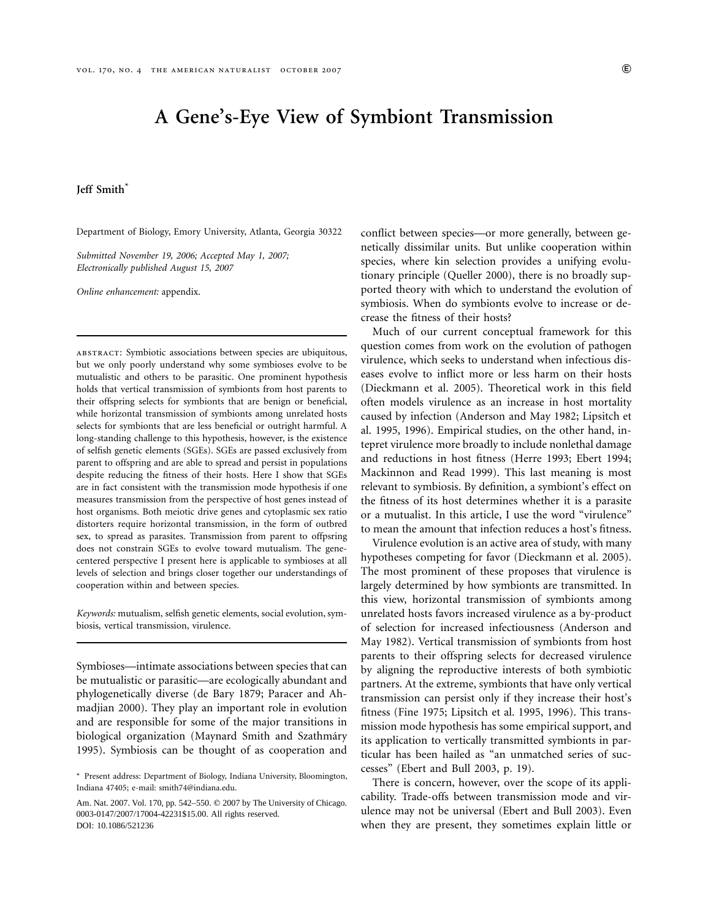# A Gene's-Eye View of Symbiont Transmission

**Jeff Smith***

Department of Biology, Emory University, Atlanta, Georgia 30322

*Submitted November 19, 2006; Accepted May 1, 2007; Electronically published August 15, 2007*

*Online enhancement:* appendix.

---

ABSTRACT: Symbiotic associations between species are ubiquitous, but we only poorly understand why some symbioses evolve to be mutualistic and others to be parasitic. One prominent hypothesis holds that vertical transmission of symbionts from host parents to their offspring selects for symbionts that are benign or beneficial, while horizontal transmission of symbionts among unrelated hosts selects for symbionts that are less beneficial or outright harmful. A long-standing challenge to this hypothesis, however, is the existence of selfish genetic elements (SGEs). SGEs are passed exclusively from parent to offspring and are able to spread and persist in populations despite reducing the fitness of their hosts. Here I show that SGEs are in fact consistent with the transmission mode hypothesis if one measures transmission from the perspective of host genes instead of host organisms. Both meiotic drive genes and cytoplasmic sex ratio distorters require horizontal transmission, in the form of outbred sex, to spread as parasites. Transmission from parent to offpsring does not constrain SGEs to evolve toward mutualism. The gene-centered perspective I present here is applicable to symbioses at all levels of selection and brings closer together our understandings of cooperation within and between species.

*Keywords:* mutualism, selfish genetic elements, social evolution, symbiosis, vertical transmission, virulence.

---

Symbioses—intimate associations between species that can be mutualistic or parasitic—are ecologically abundant and phylogenetically diverse (de Bary 1879; Paracer and Ahmadjian 2000). They play an important role in evolution and are responsible for some of the major transitions in biological organization (Maynard Smith and Szathmáry 1995). Symbiosis can be thought of as cooperation and conflict between species—or more generally, between genetically dissimilar units. But unlike cooperation within species, where kin selection provides a unifying evolutionary principle (Queller 2000), there is no broadly supported theory with which to understand the evolution of symbiosis. When do symbionts evolve to increase or decrease the fitness of their hosts?

Much of our current conceptual framework for this question comes from work on the evolution of pathogen virulence, which seeks to understand when infectious diseases evolve to inflict more or less harm on their hosts (Dieckmann et al. 2005). Theoretical work in this field often models virulence as an increase in host mortality caused by infection (Anderson and May 1982; Lipsitch et al. 1995, 1996). Empirical studies, on the other hand, intepret virulence more broadly to include nonlethal damage and reductions in host fitness (Herre 1993; Ebert 1994; Mackinnon and Read 1999). This last meaning is most relevant to symbiosis. By definition, a symbiont's effect on the fitness of its host determines whether it is a parasite or a mutualist. In this article, I use the word "virulence" to mean the amount that infection reduces a host's fitness.

Virulence evolution is an active area of study, with many hypotheses competing for favor (Dieckmann et al. 2005). The most prominent of these proposes that virulence is largely determined by how symbionts are transmitted. In this view, horizontal transmission of symbionts among unrelated hosts favors increased virulence as a by-product of selection for increased infectiousness (Anderson and May 1982). Vertical transmission of symbionts from host parents to their offspring selects for decreased virulence by aligning the reproductive interests of both symbiotic partners. At the extreme, symbionts that have only vertical transmission can persist only if they increase their host's fitness (Fine 1975; Lipsitch et al. 1995, 1996). This transmission mode hypothesis has some empirical support, and its application to vertically transmitted symbionts in particular has been hailed as "an unmatched series of successes" (Ebert and Bull 2003, p. 19).

There is concern, however, over the scope of its applicability. Trade-offs between transmission mode and virulence may not be universal (Ebert and Bull 2003). Even when they are present, they sometimes explain little or

---

* Present address: Department of Biology, Indiana University, Bloomington, Indiana 47405; e-mail: smith74@indiana.edu.

Am. Nat. 2007. Vol. 170, pp. 542–550. © 2007 by The University of Chicago. 0003-0147/2007/17004-42231$15.00. All rights reserved.
DOI: 10.1086/521236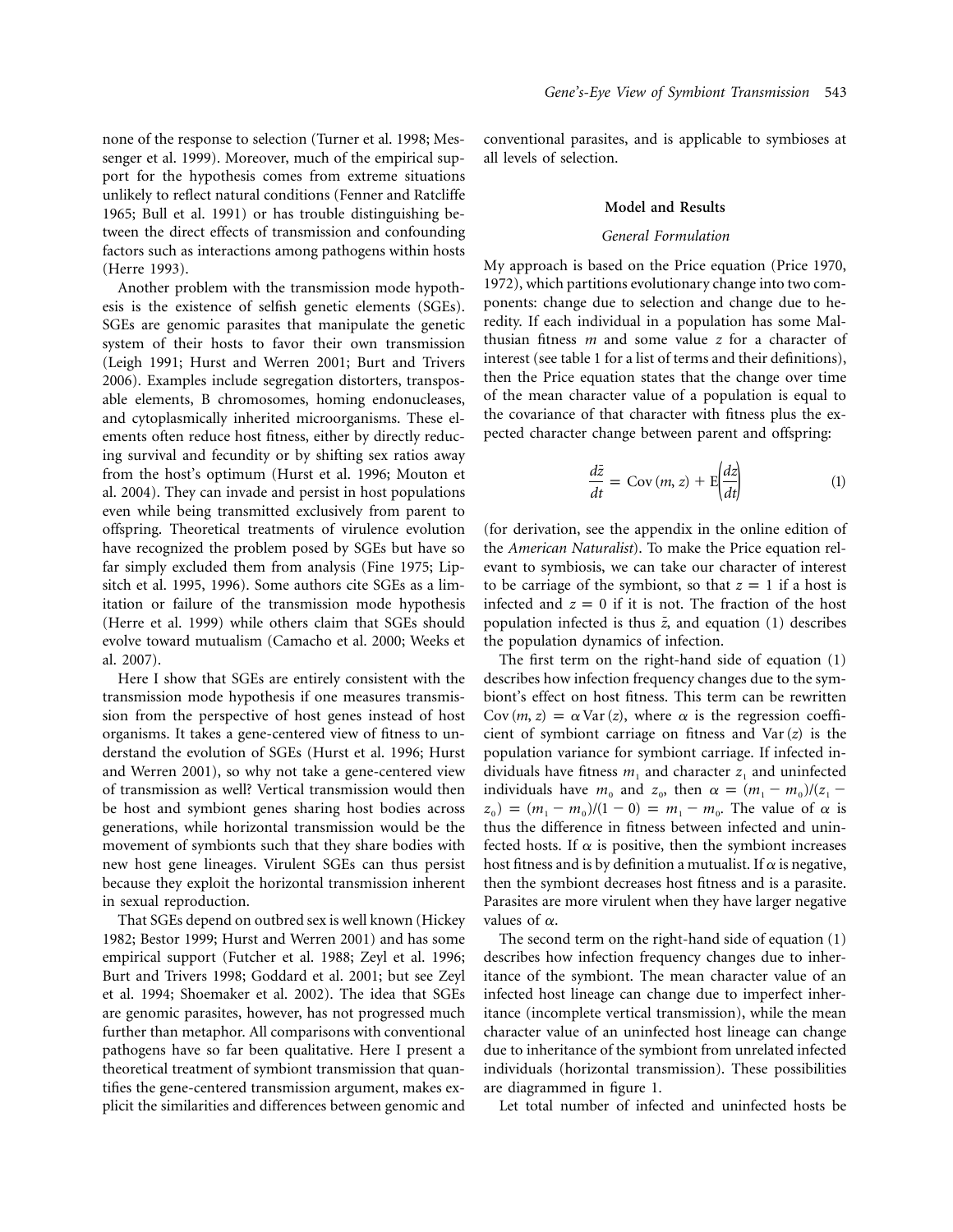none of the response to selection (Turner et al. 1998; Messenger et al. 1999). Moreover, much of the empirical support for the hypothesis comes from extreme situations unlikely to reflect natural conditions (Fenner and Ratcliffe 1965; Bull et al. 1991) or has trouble distinguishing between the direct effects of transmission and confounding factors such as interactions among pathogens within hosts (Herre 1993).

Another problem with the transmission mode hypothesis is the existence of selfish genetic elements (SGEs). SGEs are genomic parasites that manipulate the genetic system of their hosts to favor their own transmission (Leigh 1991; Hurst and Werren 2001; Burt and Trivers 2006). Examples include segregation distorters, transposable elements, B chromosomes, homing endonucleases, and cytoplasmically inherited microorganisms. These elements often reduce host fitness, either by directly reducing survival and fecundity or by shifting sex ratios away from the host's optimum (Hurst et al. 1996; Mouton et al. 2004). They can invade and persist in host populations even while being transmitted exclusively from parent to offspring. Theoretical treatments of virulence evolution have recognized the problem posed by SGEs but have so far simply excluded them from analysis (Fine 1975; Lipsitch et al. 1995, 1996). Some authors cite SGEs as a limitation or failure of the transmission mode hypothesis (Herre et al. 1999) while others claim that SGEs should evolve toward mutualism (Camacho et al. 2000; Weeks et al. 2007).

Here I show that SGEs are entirely consistent with the transmission mode hypothesis if one measures transmission from the perspective of host genes instead of host organisms. It takes a gene-centered view of fitness to understand the evolution of SGEs (Hurst et al. 1996; Hurst and Werren 2001), so why not take a gene-centered view of transmission as well? Vertical transmission would then be host and symbiont genes sharing host bodies across generations, while horizontal transmission would be the movement of symbionts such that they share bodies with new host gene lineages. Virulent SGEs can thus persist because they exploit the horizontal transmission inherent in sexual reproduction.

That SGEs depend on outbred sex is well known (Hickey 1982; Bestor 1999; Hurst and Werren 2001) and has some empirical support (Futcher et al. 1988; Zeyl et al. 1996; Burt and Trivers 1998; Goddard et al. 2001; but see Zeyl et al. 1994; Shoemaker et al. 2002). The idea that SGEs are genomic parasites, however, has not progressed much further than metaphor. All comparisons with conventional pathogens have so far been qualitative. Here I present a theoretical treatment of symbiont transmission that quantifies the gene-centered transmission argument, makes explicit the similarities and differences between genomic and conventional parasites, and is applicable to symbioses at all levels of selection.

## Model and Results

### *General Formulation*

My approach is based on the Price equation (Price 1970, 1972), which partitions evolutionary change into two components: change due to selection and change due to heredity. If each individual in a population has some Malthusian fitness $m$ and some value $z$ for a character of interest (see table 1 for a list of terms and their definitions), then the Price equation states that the change over time of the mean character value of a population is equal to the covariance of that character with fitness plus the expected character change between parent and offspring:

$$\frac{d\bar{z}}{dt} = \mathrm{Cov}(m, z) + \mathrm{E}\left(\frac{dz}{dt}\right) \quad (1)$$

(for derivation, see the appendix in the online edition of the *American Naturalist*). To make the Price equation relevant to symbiosis, we can take our character of interest to be carriage of the symbiont, so that $z = 1$ if a host is infected and $z = 0$ if it is not. The fraction of the host population infected is thus $\bar{z}$, and equation (1) describes the population dynamics of infection.

The first term on the right-hand side of equation (1) describes how infection frequency changes due to the symbiont's effect on host fitness. This term can be rewritten $\mathrm{Cov}(m, z) = \alpha \mathrm{Var}(z)$, where $\alpha$ is the regression coefficient of symbiont carriage on fitness and $\mathrm{Var}(z)$ is the population variance for symbiont carriage. If infected individuals have fitness $m_1$ and character $z_1$ and uninfected individuals have $m_0$ and $z_0$, then $\alpha = (m_1 - m_0)/(z_1 - z_0) = (m_1 - m_0)/(1 - 0) = m_1 - m_0$. The value of $\alpha$ is thus the difference in fitness between infected and uninfected hosts. If $\alpha$ is positive, then the symbiont increases host fitness and is by definition a mutualist. If $\alpha$ is negative, then the symbiont decreases host fitness and is a parasite. Parasites are more virulent when they have larger negative values of $\alpha$.

The second term on the right-hand side of equation (1) describes how infection frequency changes due to inheritance of the symbiont. The mean character value of an infected host lineage can change due to imperfect inheritance (incomplete vertical transmission), while the mean character value of an uninfected host lineage can change due to inheritance of the symbiont from unrelated infected individuals (horizontal transmission). These possibilities are diagrammed in figure 1.

Let total number of infected and uninfected hosts be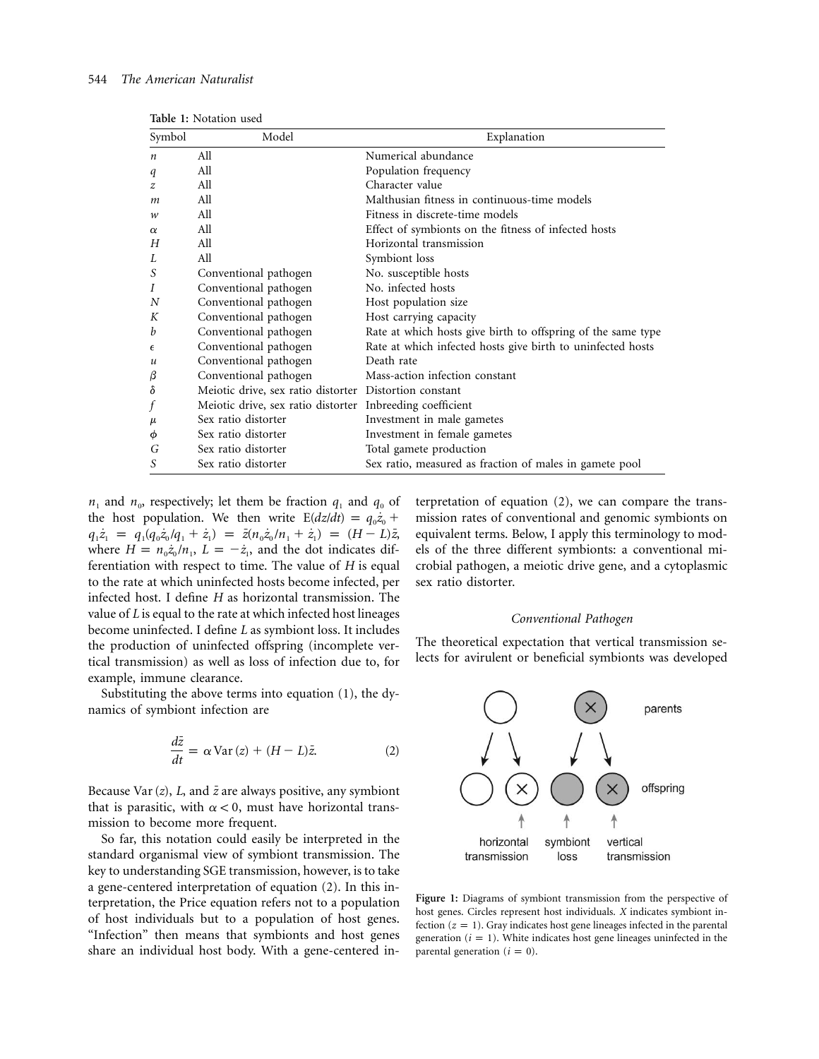**Table 1:** Notation used

| Symbol | Model | Explanation |
|---|---|---|
| $n$ | All | Numerical abundance |
| $q$ | All | Population frequency |
| $z$ | All | Character value |
| $m$ | All | Malthusian fitness in continuous-time models |
| $w$ | All | Fitness in discrete-time models |
| $\alpha$ | All | Effect of symbionts on the fitness of infected hosts |
| $H$ | All | Horizontal transmission |
| $L$ | All | Symbiont loss |
| $S$ | Conventional pathogen | No. susceptible hosts |
| $I$ | Conventional pathogen | No. infected hosts |
| $N$ | Conventional pathogen | Host population size |
| $K$ | Conventional pathogen | Host carrying capacity |
| $b$ | Conventional pathogen | Rate at which hosts give birth to offspring of the same type |
| $\epsilon$ | Conventional pathogen | Rate at which infected hosts give birth to uninfected hosts |
| $u$ | Conventional pathogen | Death rate |
| $\beta$ | Conventional pathogen | Mass-action infection constant |
| $\delta$ | Meiotic drive, sex ratio distorter | Distortion constant |
| $f$ | Meiotic drive, sex ratio distorter | Inbreeding coefficient |
| $\mu$ | Sex ratio distorter | Investment in male gametes |
| $\phi$ | Sex ratio distorter | Investment in female gametes |
| $G$ | Sex ratio distorter | Total gamete production |
| $S$ | Sex ratio distorter | Sex ratio, measured as fraction of males in gamete pool |

$n_1$ and $n_0$, respectively; let them be fraction $q_1$ and $q_0$ of the host population. We then write $\mathrm{E}(dz/dt) = q_0\dot{z}_0 + q_1\dot{z}_1 = q_1(q_0\dot{z}_0/q_1 + \dot{z}_1) = \bar{z}(n_0\dot{z}_0/n_1 + \dot{z}_1) = (H - L)\bar{z}$, where $H = n_0\dot{z}_0/n_1$, $L = -\dot{z}_1$, and the dot indicates differentiation with respect to time. The value of $H$ is equal to the rate at which uninfected hosts become infected, per infected host. I define $H$ as horizontal transmission. The value of $L$ is equal to the rate at which infected host lineages become uninfected. I define $L$ as symbiont loss. It includes the production of uninfected offspring (incomplete vertical transmission) as well as loss of infection due to, for example, immune clearance.

Substituting the above terms into equation (1), the dynamics of symbiont infection are

$$\frac{d\bar{z}}{dt} = \alpha \operatorname{Var}(z) + (H - L)\bar{z}. \tag{2}$$

Because $\operatorname{Var}(z)$, $L$, and $\bar{z}$ are always positive, any symbiont that is parasitic, with $\alpha < 0$, must have horizontal transmission to become more frequent.

So far, this notation could easily be interpreted in the standard organismal view of symbiont transmission. The key to understanding SGE transmission, however, is to take a gene-centered interpretation of equation (2). In this interpretation, the Price equation refers not to a population of host individuals but to a population of host genes. "Infection" then means that symbionts and host genes share an individual host body. With a gene-centered interpretation of equation (2), we can compare the transmission rates of conventional and genomic symbionts on equivalent terms. Below, I apply this terminology to models of the three different symbionts: a conventional microbial pathogen, a meiotic drive gene, and a cytoplasmic sex ratio distorter.

### Conventional Pathogen

The theoretical expectation that vertical transmission selects for avirulent or beneficial symbionts was developed

**Figure 1:** Diagrams of symbiont transmission from the perspective of host genes. Circles represent host individuals. X indicates symbiont infection ($z = 1$). Gray indicates host gene lineages infected in the parental generation ($i = 1$). White indicates host gene lineages uninfected in the parental generation ($i = 0$).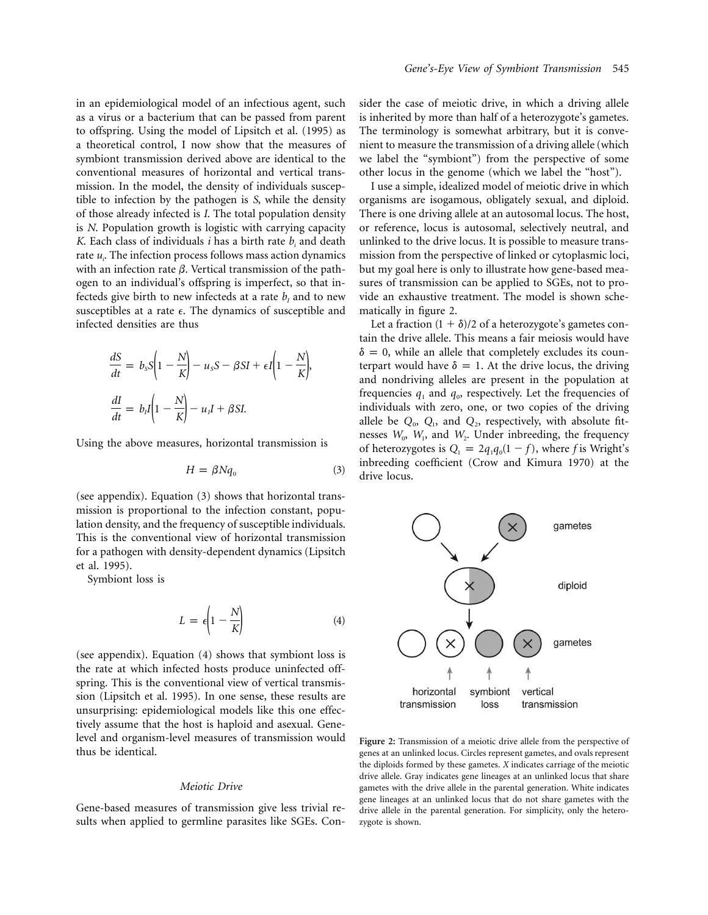in an epidemiological model of an infectious agent, such as a virus or a bacterium that can be passed from parent to offspring. Using the model of Lipsitch et al. (1995) as a theoretical control, I now show that the measures of symbiont transmission derived above are identical to the conventional measures of horizontal and vertical transmission. In the model, the density of individuals susceptible to infection by the pathogen is $S$, while the density of those already infected is $I$. The total population density is $N$. Population growth is logistic with carrying capacity $K$. Each class of individuals $i$ has a birth rate $b_i$ and death rate $u_i$. The infection process follows mass action dynamics with an infection rate $\beta$. Vertical transmission of the pathogen to an individual's offspring is imperfect, so that infecteds give birth to new infecteds at a rate $b_I$ and to new susceptibles at a rate $\epsilon$. The dynamics of susceptible and infected densities are thus

$$\frac{dS}{dt} = b_S S\left(1 - \frac{N}{K}\right) - u_S S - \beta SI + \epsilon I\left(1 - \frac{N}{K}\right),$$

$$\frac{dI}{dt} = b_I I\left(1 - \frac{N}{K}\right) - u_I I + \beta SI.$$

Using the above measures, horizontal transmission is

$$H = \beta N q_0 \tag{3}$$

(see appendix). Equation (3) shows that horizontal transmission is proportional to the infection constant, population density, and the frequency of susceptible individuals. This is the conventional view of horizontal transmission for a pathogen with density-dependent dynamics (Lipsitch et al. 1995).

Symbiont loss is

$$L = \epsilon\left(1 - \frac{N}{K}\right) \tag{4}$$

(see appendix). Equation (4) shows that symbiont loss is the rate at which infected hosts produce uninfected offspring. This is the conventional view of vertical transmission (Lipsitch et al. 1995). In one sense, these results are unsurprising: epidemiological models like this one effectively assume that the host is haploid and asexual. Gene-level and organism-level measures of transmission would thus be identical.

### *Meiotic Drive*

Gene-based measures of transmission give less trivial results when applied to germline parasites like SGEs. Consider the case of meiotic drive, in which a driving allele is inherited by more than half of a heterozygote's gametes. The terminology is somewhat arbitrary, but it is convenient to measure the transmission of a driving allele (which we label the "symbiont") from the perspective of some other locus in the genome (which we label the "host").

I use a simple, idealized model of meiotic drive in which organisms are isogamous, obligately sexual, and diploid. There is one driving allele at an autosomal locus. The host, or reference, locus is autosomal, selectively neutral, and unlinked to the drive locus. It is possible to measure transmission from the perspective of linked or cytoplasmic loci, but my goal here is only to illustrate how gene-based measures of transmission can be applied to SGEs, not to provide an exhaustive treatment. The model is shown schematically in figure 2.

Let a fraction $(1 + \delta)/2$ of a heterozygote's gametes contain the drive allele. This means a fair meiosis would have $\delta = 0$, while an allele that completely excludes its counterpart would have $\delta = 1$. At the drive locus, the driving and nondriving alleles are present in the population at frequencies $q_1$ and $q_0$, respectively. Let the frequencies of individuals with zero, one, or two copies of the driving allele be $Q_0$, $Q_1$, and $Q_2$, respectively, with absolute fitnesses $W_0$, $W_1$, and $W_2$. Under inbreeding, the frequency of heterozygotes is $Q_1 = 2q_1q_0(1 - f)$, where $f$ is Wright's inbreeding coefficient (Crow and Kimura 1970) at the drive locus.

**Figure 2:** Transmission of a meiotic drive allele from the perspective of genes at an unlinked locus. Circles represent gametes, and ovals represent the diploids formed by these gametes. *X* indicates carriage of the meiotic drive allele. Gray indicates gene lineages at an unlinked locus that share gametes with the drive allele in the parental generation. White indicates gene lineages at an unlinked locus that do not share gametes with the drive allele in the parental generation. For simplicity, only the heterozygote is shown.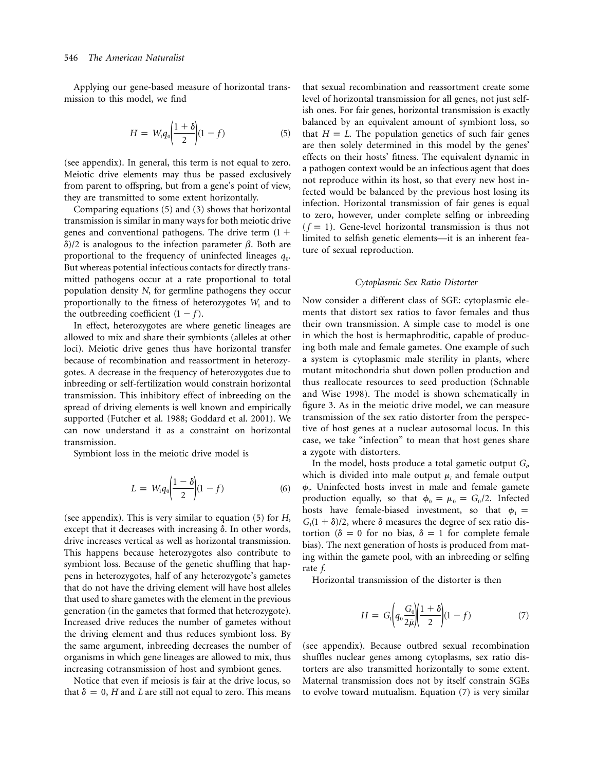Applying our gene-based measure of horizontal transmission to this model, we find

$$H = W_1 q_0 \left(\frac{1+\delta}{2}\right)(1-f) \tag{5}$$

(see appendix). In general, this term is not equal to zero. Meiotic drive elements may thus be passed exclusively from parent to offspring, but from a gene's point of view, they are transmitted to some extent horizontally.

Comparing equations (5) and (3) shows that horizontal transmission is similar in many ways for both meiotic drive genes and conventional pathogens. The drive term $(1+\delta)/2$ is analogous to the infection parameter $\beta$. Both are proportional to the frequency of uninfected lineages $q_0$. But whereas potential infectious contacts for directly transmitted pathogens occur at a rate proportional to total population density $N$, for germline pathogens they occur proportionally to the fitness of heterozygotes $W_1$ and to the outbreeding coefficient $(1-f)$.

In effect, heterozygotes are where genetic lineages are allowed to mix and share their symbionts (alleles at other loci). Meiotic drive genes thus have horizontal transfer because of recombination and reassortment in heterozygotes. A decrease in the frequency of heterozygotes due to inbreeding or self-fertilization would constrain horizontal transmission. This inhibitory effect of inbreeding on the spread of driving elements is well known and empirically supported (Futcher et al. 1988; Goddard et al. 2001). We can now understand it as a constraint on horizontal transmission.

Symbiont loss in the meiotic drive model is

$$L = W_1 q_0 \left(\frac{1-\delta}{2}\right)(1-f) \tag{6}$$

(see appendix). This is very similar to equation (5) for $H$, except that it decreases with increasing $\delta$. In other words, drive increases vertical as well as horizontal transmission. This happens because heterozygotes also contribute to symbiont loss. Because of the genetic shuffling that happens in heterozygotes, half of any heterozygote's gametes that do not have the driving element will have host alleles that used to share gametes with the element in the previous generation (in the gametes that formed that heterozygote). Increased drive reduces the number of gametes without the driving element and thus reduces symbiont loss. By the same argument, inbreeding decreases the number of organisms in which gene lineages are allowed to mix, thus increasing cotransmission of host and symbiont genes.

Notice that even if meiosis is fair at the drive locus, so that $\delta = 0$, $H$ and $L$ are still not equal to zero. This means that sexual recombination and reassortment create some level of horizontal transmission for all genes, not just selfish ones. For fair genes, horizontal transmission is exactly balanced by an equivalent amount of symbiont loss, so that $H = L$. The population genetics of such fair genes are then solely determined in this model by the genes' effects on their hosts' fitness. The equivalent dynamic in a pathogen context would be an infectious agent that does not reproduce within its host, so that every new host infected would be balanced by the previous host losing its infection. Horizontal transmission of fair genes is equal to zero, however, under complete selfing or inbreeding $(f = 1)$. Gene-level horizontal transmission is thus not limited to selfish genetic elements—it is an inherent feature of sexual reproduction.

### *Cytoplasmic Sex Ratio Distorter*

Now consider a different class of SGE: cytoplasmic elements that distort sex ratios to favor females and thus their own transmission. A simple case to model is one in which the host is hermaphroditic, capable of producing both male and female gametes. One example of such a system is cytoplasmic male sterility in plants, where mutant mitochondria shut down pollen production and thus reallocate resources to seed production (Schnable and Wise 1998). The model is shown schematically in figure 3. As in the meiotic drive model, we can measure transmission of the sex ratio distorter from the perspective of host genes at a nuclear autosomal locus. In this case, we take "infection" to mean that host genes share a zygote with distorters.

In the model, hosts produce a total gametic output $G_i$, which is divided into male output $\mu_i$ and female output $\phi_i$. Uninfected hosts invest in male and female gamete production equally, so that $\phi_0 = \mu_0 = G_0/2$. Infected hosts have female-biased investment, so that $\phi_1 = G_1(1+\delta)/2$, where $\delta$ measures the degree of sex ratio distortion ($\delta = 0$ for no bias, $\delta = 1$ for complete female bias). The next generation of hosts is produced from mating within the gamete pool, with an inbreeding or selfing rate $f$.

Horizontal transmission of the distorter is then

$$H = G_1 \left(q_0 \frac{G_0}{2\bar{\mu}}\right)\left(\frac{1+\delta}{2}\right)(1-f) \tag{7}$$

(see appendix). Because outbred sexual recombination shuffles nuclear genes among cytoplasms, sex ratio distorters are also transmitted horizontally to some extent. Maternal transmission does not by itself constrain SGEs to evolve toward mutualism. Equation (7) is very similar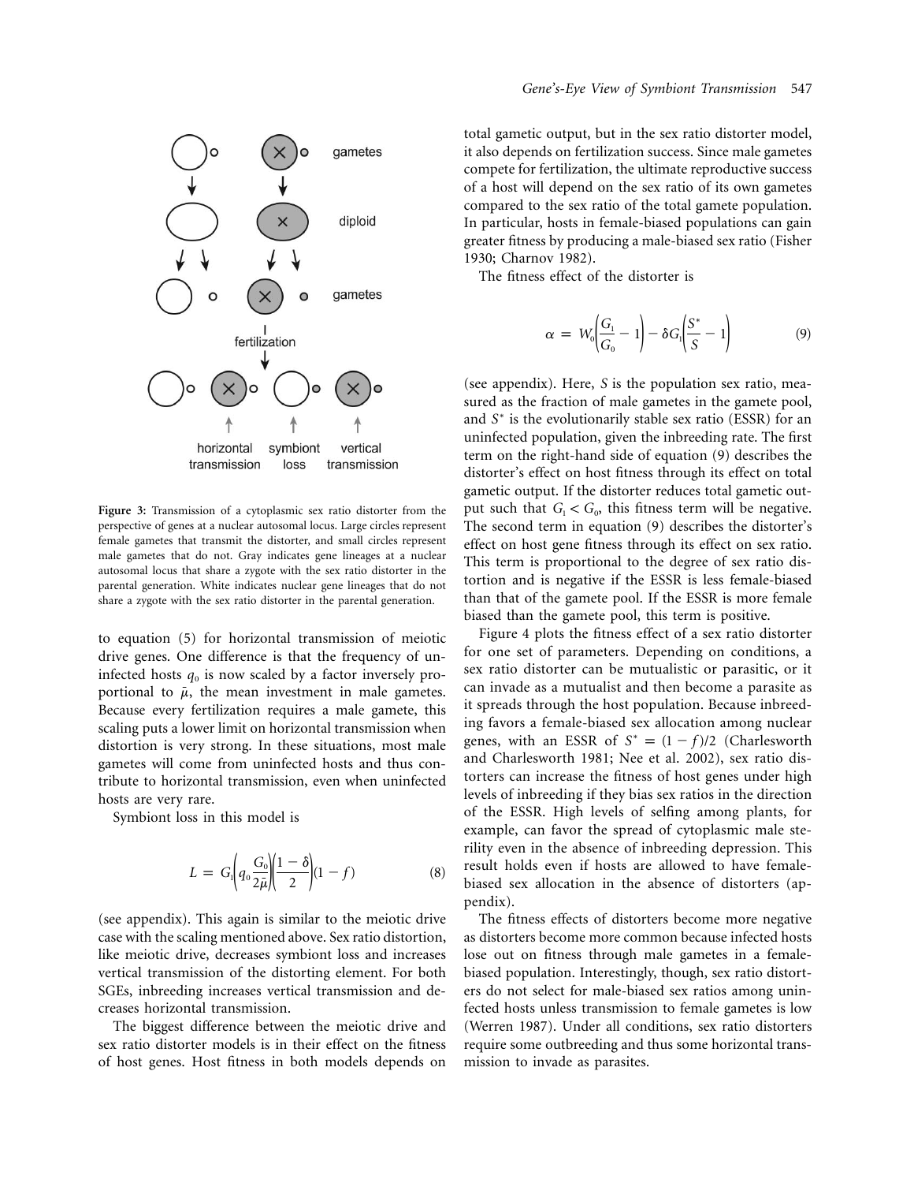gametes

diploid

gametes

fertilization

horizontal transmission | symbiont loss | vertical transmission

**Figure 3:** Transmission of a cytoplasmic sex ratio distorter from the perspective of genes at a nuclear autosomal locus. Large circles represent female gametes that transmit the distorter, and small circles represent male gametes that do not. Gray indicates gene lineages at a nuclear autosomal locus that share a zygote with the sex ratio distorter in the parental generation. White indicates nuclear gene lineages that do not share a zygote with the sex ratio distorter in the parental generation.

to equation (5) for horizontal transmission of meiotic drive genes. One difference is that the frequency of uninfected hosts $q_0$ is now scaled by a factor inversely proportional to $\bar{\mu}$, the mean investment in male gametes. Because every fertilization requires a male gamete, this scaling puts a lower limit on horizontal transmission when distortion is very strong. In these situations, most male gametes will come from uninfected hosts and thus contribute to horizontal transmission, even when uninfected hosts are very rare.

Symbiont loss in this model is

$$L = G_1\left(q_0\frac{G_0}{2\bar{\mu}}\right)\left(\frac{1-\delta}{2}\right)(1-f) \tag{8}$$

(see appendix). This again is similar to the meiotic drive case with the scaling mentioned above. Sex ratio distortion, like meiotic drive, decreases symbiont loss and increases vertical transmission of the distorting element. For both SGEs, inbreeding increases vertical transmission and decreases horizontal transmission.

The biggest difference between the meiotic drive and sex ratio distorter models is in their effect on the fitness of host genes. Host fitness in both models depends on total gametic output, but in the sex ratio distorter model, it also depends on fertilization success. Since male gametes compete for fertilization, the ultimate reproductive success of a host will depend on the sex ratio of its own gametes compared to the sex ratio of the total gamete population. In particular, hosts in female-biased populations can gain greater fitness by producing a male-biased sex ratio (Fisher 1930; Charnov 1982).

The fitness effect of the distorter is

$$\alpha = W_0\left(\frac{G_1}{G_0}-1\right) - \delta G_1\left(\frac{S^*}{S}-1\right) \tag{9}$$

(see appendix). Here, $S$ is the population sex ratio, measured as the fraction of male gametes in the gamete pool, and $S^*$ is the evolutionarily stable sex ratio (ESSR) for an uninfected population, given the inbreeding rate. The first term on the right-hand side of equation (9) describes the distorter's effect on host fitness through its effect on total gametic output. If the distorter reduces total gametic output such that $G_1 < G_0$, this fitness term will be negative. The second term in equation (9) describes the distorter's effect on host gene fitness through its effect on sex ratio. This term is proportional to the degree of sex ratio distortion and is negative if the ESSR is less female-biased than that of the gamete pool. If the ESSR is more female biased than the gamete pool, this term is positive.

Figure 4 plots the fitness effect of a sex ratio distorter for one set of parameters. Depending on conditions, a sex ratio distorter can be mutualistic or parasitic, or it can invade as a mutualist and then become a parasite as it spreads through the host population. Because inbreeding favors a female-biased sex allocation among nuclear genes, with an ESSR of $S^* = (1-f)/2$ (Charlesworth and Charlesworth 1981; Nee et al. 2002), sex ratio distorters can increase the fitness of host genes under high levels of inbreeding if they bias sex ratios in the direction of the ESSR. High levels of selfing among plants, for example, can favor the spread of cytoplasmic male sterility even in the absence of inbreeding depression. This result holds even if hosts are allowed to have female-biased sex allocation in the absence of distorters (appendix).

The fitness effects of distorters become more negative as distorters become more common because infected hosts lose out on fitness through male gametes in a female-biased population. Interestingly, though, sex ratio distorters do not select for male-biased sex ratios among uninfected hosts unless transmission to female gametes is low (Werren 1987). Under all conditions, sex ratio distorters require some outbreeding and thus some horizontal transmission to invade as parasites.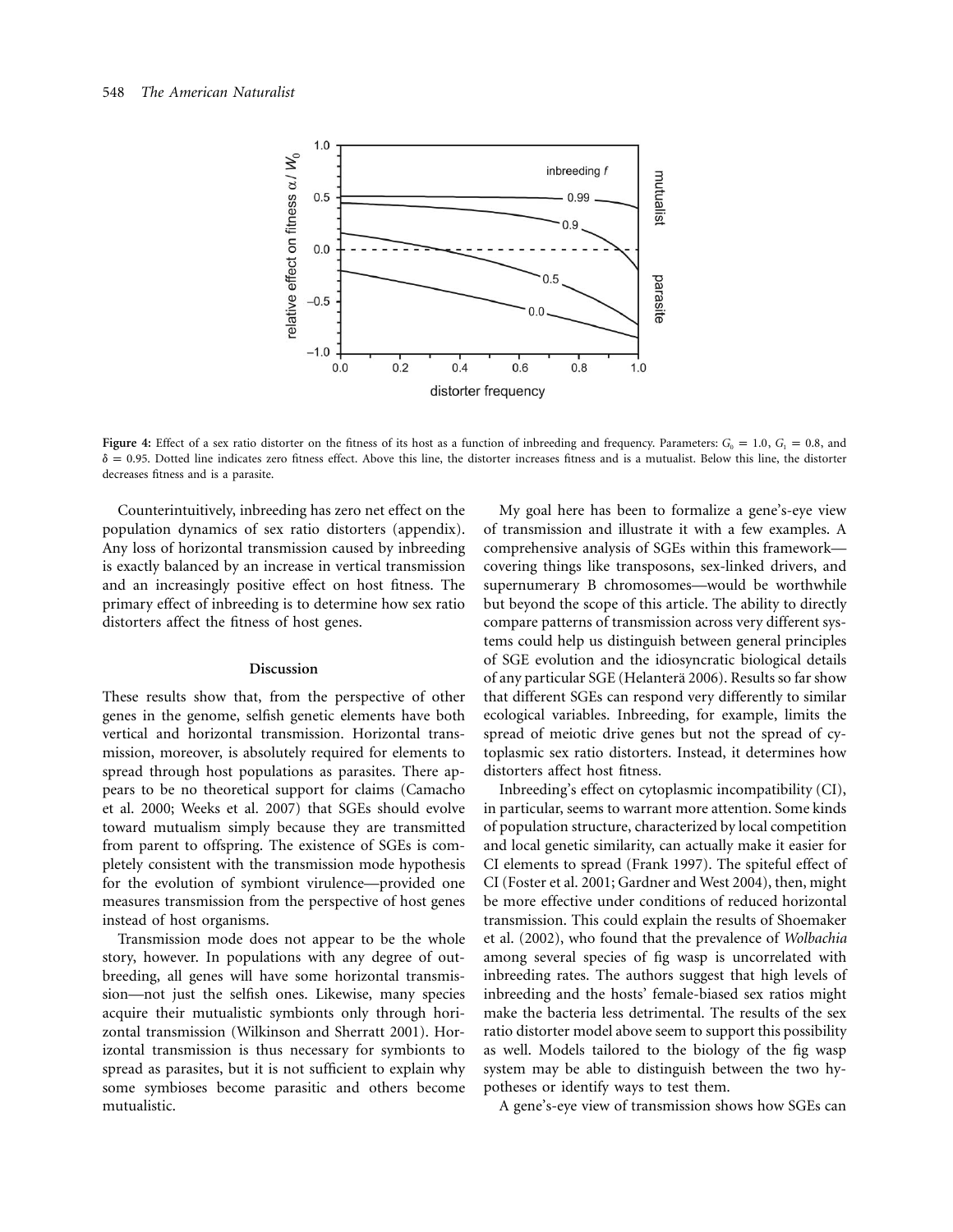**Figure 4:** Effect of a sex ratio distorter on the fitness of its host as a function of inbreeding and frequency. Parameters: $G_0 = 1.0$, $G_1 = 0.8$, and $\delta = 0.95$. Dotted line indicates zero fitness effect. Above this line, the distorter increases fitness and is a mutualist. Below this line, the distorter decreases fitness and is a parasite.

Counterintuitively, inbreeding has zero net effect on the population dynamics of sex ratio distorters (appendix). Any loss of horizontal transmission caused by inbreeding is exactly balanced by an increase in vertical transmission and an increasingly positive effect on host fitness. The primary effect of inbreeding is to determine how sex ratio distorters affect the fitness of host genes.

## Discussion

These results show that, from the perspective of other genes in the genome, selfish genetic elements have both vertical and horizontal transmission. Horizontal transmission, moreover, is absolutely required for elements to spread through host populations as parasites. There appears to be no theoretical support for claims (Camacho et al. 2000; Weeks et al. 2007) that SGEs should evolve toward mutualism simply because they are transmitted from parent to offspring. The existence of SGEs is completely consistent with the transmission mode hypothesis for the evolution of symbiont virulence—provided one measures transmission from the perspective of host genes instead of host organisms.

Transmission mode does not appear to be the whole story, however. In populations with any degree of outbreeding, all genes will have some horizontal transmission—not just the selfish ones. Likewise, many species acquire their mutualistic symbionts only through horizontal transmission (Wilkinson and Sherratt 2001). Horizontal transmission is thus necessary for symbionts to spread as parasites, but it is not sufficient to explain why some symbioses become parasitic and others become mutualistic.

My goal here has been to formalize a gene's-eye view of transmission and illustrate it with a few examples. A comprehensive analysis of SGEs within this framework—covering things like transposons, sex-linked drivers, and supernumerary B chromosomes—would be worthwhile but beyond the scope of this article. The ability to directly compare patterns of transmission across very different systems could help us distinguish between general principles of SGE evolution and the idiosyncratic biological details of any particular SGE (Helanterä 2006). Results so far show that different SGEs can respond very differently to similar ecological variables. Inbreeding, for example, limits the spread of meiotic drive genes but not the spread of cytoplasmic sex ratio distorters. Instead, it determines how distorters affect host fitness.

Inbreeding's effect on cytoplasmic incompatibility (CI), in particular, seems to warrant more attention. Some kinds of population structure, characterized by local competition and local genetic similarity, can actually make it easier for CI elements to spread (Frank 1997). The spiteful effect of CI (Foster et al. 2001; Gardner and West 2004), then, might be more effective under conditions of reduced horizontal transmission. This could explain the results of Shoemaker et al. (2002), who found that the prevalence of *Wolbachia* among several species of fig wasp is uncorrelated with inbreeding rates. The authors suggest that high levels of inbreeding and the hosts' female-biased sex ratios might make the bacteria less detrimental. The results of the sex ratio distorter model above seem to support this possibility as well. Models tailored to the biology of the fig wasp system may be able to distinguish between the two hypotheses or identify ways to test them.

A gene's-eye view of transmission shows how SGEs can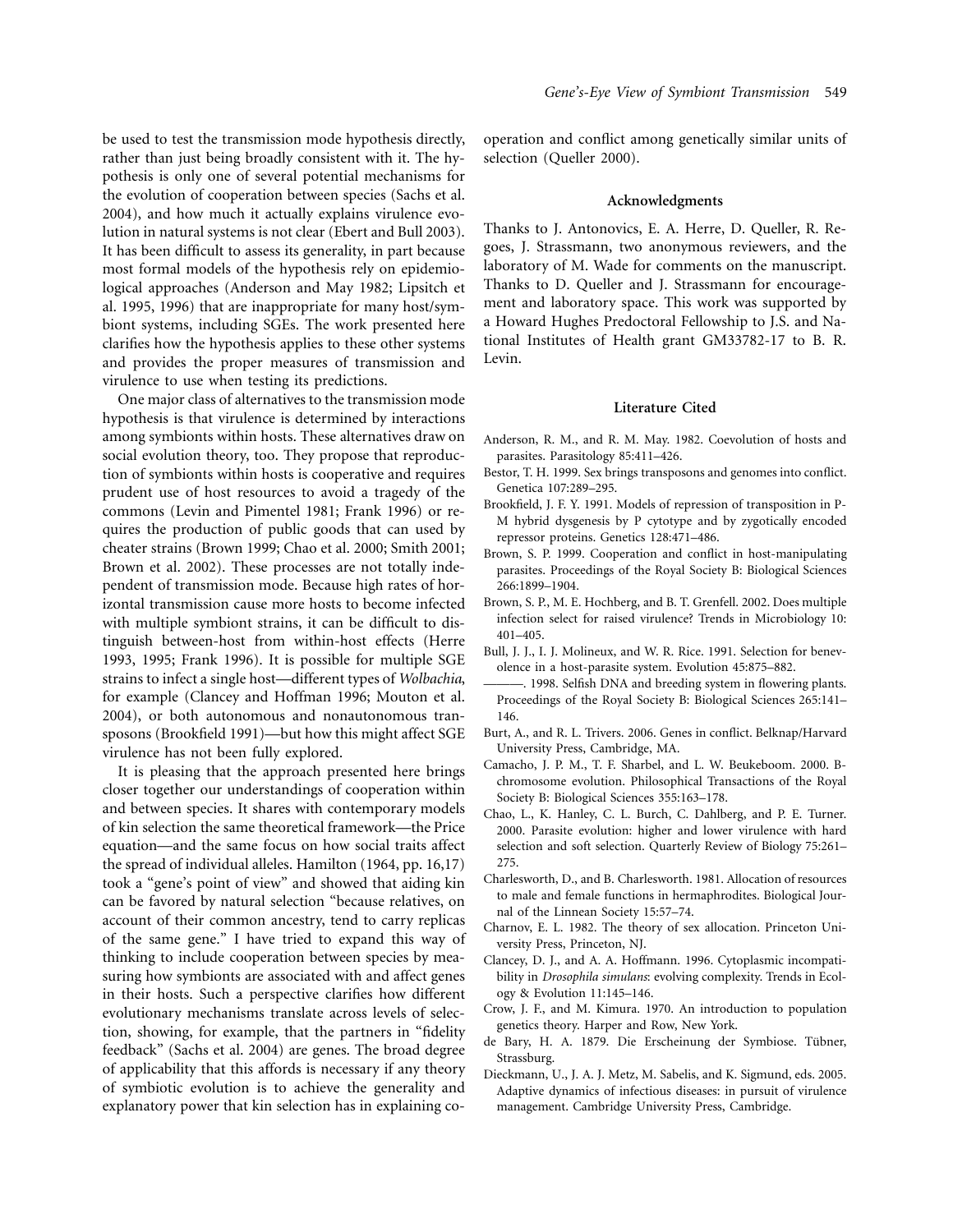be used to test the transmission mode hypothesis directly, rather than just being broadly consistent with it. The hypothesis is only one of several potential mechanisms for the evolution of cooperation between species (Sachs et al. 2004), and how much it actually explains virulence evolution in natural systems is not clear (Ebert and Bull 2003). It has been difficult to assess its generality, in part because most formal models of the hypothesis rely on epidemiological approaches (Anderson and May 1982; Lipsitch et al. 1995, 1996) that are inappropriate for many host/symbiont systems, including SGEs. The work presented here clarifies how the hypothesis applies to these other systems and provides the proper measures of transmission and virulence to use when testing its predictions.

One major class of alternatives to the transmission mode hypothesis is that virulence is determined by interactions among symbionts within hosts. These alternatives draw on social evolution theory, too. They propose that reproduction of symbionts within hosts is cooperative and requires prudent use of host resources to avoid a tragedy of the commons (Levin and Pimentel 1981; Frank 1996) or requires the production of public goods that can used by cheater strains (Brown 1999; Chao et al. 2000; Smith 2001; Brown et al. 2002). These processes are not totally independent of transmission mode. Because high rates of horizontal transmission cause more hosts to become infected with multiple symbiont strains, it can be difficult to distinguish between-host from within-host effects (Herre 1993, 1995; Frank 1996). It is possible for multiple SGE strains to infect a single host—different types of *Wolbachia*, for example (Clancey and Hoffman 1996; Mouton et al. 2004), or both autonomous and nonautonomous transposons (Brookfield 1991)—but how this might affect SGE virulence has not been fully explored.

It is pleasing that the approach presented here brings closer together our understandings of cooperation within and between species. It shares with contemporary models of kin selection the same theoretical framework—the Price equation—and the same focus on how social traits affect the spread of individual alleles. Hamilton (1964, pp. 16,17) took a "gene's point of view" and showed that aiding kin can be favored by natural selection "because relatives, on account of their common ancestry, tend to carry replicas of the same gene." I have tried to expand this way of thinking to include cooperation between species by measuring how symbionts are associated with and affect genes in their hosts. Such a perspective clarifies how different evolutionary mechanisms translate across levels of selection, showing, for example, that the partners in "fidelity feedback" (Sachs et al. 2004) are genes. The broad degree of applicability that this affords is necessary if any theory of symbiotic evolution is to achieve the generality and explanatory power that kin selection has in explaining cooperation and conflict among genetically similar units of selection (Queller 2000).

### Acknowledgments

Thanks to J. Antonovics, E. A. Herre, D. Queller, R. Regoes, J. Strassmann, two anonymous reviewers, and the laboratory of M. Wade for comments on the manuscript. Thanks to D. Queller and J. Strassmann for encouragement and laboratory space. This work was supported by a Howard Hughes Predoctoral Fellowship to J.S. and National Institutes of Health grant GM33782-17 to B. R. Levin.

### Literature Cited

Anderson, R. M., and R. M. May. 1982. Coevolution of hosts and parasites. Parasitology 85:411–426.

Bestor, T. H. 1999. Sex brings transposons and genomes into conflict. Genetica 107:289–295.

Brookfield, J. F. Y. 1991. Models of repression of transposition in P-M hybrid dysgenesis by P cytotype and by zygotically encoded repressor proteins. Genetics 128:471–486.

Brown, S. P. 1999. Cooperation and conflict in host-manipulating parasites. Proceedings of the Royal Society B: Biological Sciences 266:1899–1904.

Brown, S. P., M. E. Hochberg, and B. T. Grenfell. 2002. Does multiple infection select for raised virulence? Trends in Microbiology 10: 401–405.

Bull, J. J., I. J. Molineux, and W. R. Rice. 1991. Selection for benevolence in a host-parasite system. Evolution 45:875–882.

———. 1998. Selfish DNA and breeding system in flowering plants. Proceedings of the Royal Society B: Biological Sciences 265:141–146.

Burt, A., and R. L. Trivers. 2006. Genes in conflict. Belknap/Harvard University Press, Cambridge, MA.

Camacho, J. P. M., T. F. Sharbel, and L. W. Beukeboom. 2000. B-chromosome evolution. Philosophical Transactions of the Royal Society B: Biological Sciences 355:163–178.

Chao, L., K. Hanley, C. L. Burch, C. Dahlberg, and P. E. Turner. 2000. Parasite evolution: higher and lower virulence with hard selection and soft selection. Quarterly Review of Biology 75:261–275.

Charlesworth, D., and B. Charlesworth. 1981. Allocation of resources to male and female functions in hermaphrodites. Biological Journal of the Linnean Society 15:57–74.

Charnov, E. L. 1982. The theory of sex allocation. Princeton University Press, Princeton, NJ.

Clancey, D. J., and A. A. Hoffmann. 1996. Cytoplasmic incompatibility in *Drosophila simulans*: evolving complexity. Trends in Ecology & Evolution 11:145–146.

Crow, J. F., and M. Kimura. 1970. An introduction to population genetics theory. Harper and Row, New York.

de Bary, H. A. 1879. Die Erscheinung der Symbiose. Tübner, Strassburg.

Dieckmann, U., J. A. J. Metz, M. Sabelis, and K. Sigmund, eds. 2005. Adaptive dynamics of infectious diseases: in pursuit of virulence management. Cambridge University Press, Cambridge.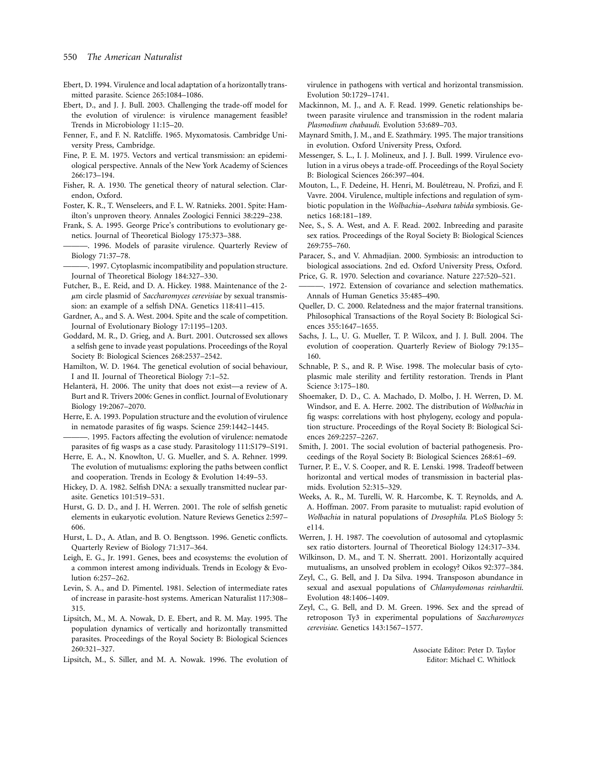Ebert, D. 1994. Virulence and local adaptation of a horizontally transmitted parasite. Science 265:1084–1086.

Ebert, D., and J. J. Bull. 2003. Challenging the trade-off model for the evolution of virulence: is virulence management feasible? Trends in Microbiology 11:15–20.

Fenner, F., and F. N. Ratcliffe. 1965. Myxomatosis. Cambridge University Press, Cambridge.

Fine, P. E. M. 1975. Vectors and vertical transmission: an epidemiological perspective. Annals of the New York Academy of Sciences 266:173–194.

Fisher, R. A. 1930. The genetical theory of natural selection. Clarendon, Oxford.

Foster, K. R., T. Wenseleers, and F. L. W. Ratnieks. 2001. Spite: Hamilton's unproven theory. Annales Zoologici Fennici 38:229–238.

Frank, S. A. 1995. George Price's contributions to evolutionary genetics. Journal of Theoretical Biology 175:373–388.

———. 1996. Models of parasite virulence. Quarterly Review of Biology 71:37–78.

———. 1997. Cytoplasmic incompatibility and population structure. Journal of Theoretical Biology 184:327–330.

Futcher, B., E. Reid, and D. A. Hickey. 1988. Maintenance of the 2-$\mu$m circle plasmid of *Saccharomyces cerevisiae* by sexual transmission: an example of a selfish DNA. Genetics 118:411–415.

Gardner, A., and S. A. West. 2004. Spite and the scale of competition. Journal of Evolutionary Biology 17:1195–1203.

Goddard, M. R., D. Grieg, and A. Burt. 2001. Outcrossed sex allows a selfish gene to invade yeast populations. Proceedings of the Royal Society B: Biological Sciences 268:2537–2542.

Hamilton, W. D. 1964. The genetical evolution of social behaviour, I and II. Journal of Theoretical Biology 7:1–52.

Helanterä, H. 2006. The unity that does not exist—a review of A. Burt and R. Trivers 2006: Genes in conflict. Journal of Evolutionary Biology 19:2067–2070.

Herre, E. A. 1993. Population structure and the evolution of virulence in nematode parasites of fig wasps. Science 259:1442–1445.

———. 1995. Factors affecting the evolution of virulence: nematode parasites of fig wasps as a case study. Parasitology 111:S179–S191.

Herre, E. A., N. Knowlton, U. G. Mueller, and S. A. Rehner. 1999. The evolution of mutualisms: exploring the paths between conflict and cooperation. Trends in Ecology & Evolution 14:49–53.

Hickey, D. A. 1982. Selfish DNA: a sexually transmitted nuclear parasite. Genetics 101:519–531.

Hurst, G. D. D., and J. H. Werren. 2001. The role of selfish genetic elements in eukaryotic evolution. Nature Reviews Genetics 2:597–606.

Hurst, L. D., A. Atlan, and B. O. Bengtsson. 1996. Genetic conflicts. Quarterly Review of Biology 71:317–364.

Leigh, E. G., Jr. 1991. Genes, bees and ecosystems: the evolution of a common interest among individuals. Trends in Ecology & Evolution 6:257–262.

Levin, S. A., and D. Pimentel. 1981. Selection of intermediate rates of increase in parasite-host systems. American Naturalist 117:308–315.

Lipsitch, M., M. A. Nowak, D. E. Ebert, and R. M. May. 1995. The population dynamics of vertically and horizontally transmitted parasites. Proceedings of the Royal Society B: Biological Sciences 260:321–327.

Lipsitch, M., S. Siller, and M. A. Nowak. 1996. The evolution of virulence in pathogens with vertical and horizontal transmission. Evolution 50:1729–1741.

Mackinnon, M. J., and A. F. Read. 1999. Genetic relationships between parasite virulence and transmission in the rodent malaria *Plasmodium chabaudi*. Evolution 53:689–703.

Maynard Smith, J. M., and E. Szathmáry. 1995. The major transitions in evolution. Oxford University Press, Oxford.

Messenger, S. L., I. J. Molineux, and J. J. Bull. 1999. Virulence evolution in a virus obeys a trade-off. Proceedings of the Royal Society B: Biological Sciences 266:397–404.

Mouton, L., F. Dedeine, H. Henri, M. Boulétreau, N. Profizi, and F. Vavre. 2004. Virulence, multiple infections and regulation of symbiotic population in the *Wolbachia–Asobara tabida* symbiosis. Genetics 168:181–189.

Nee, S., S. A. West, and A. F. Read. 2002. Inbreeding and parasite sex ratios. Proceedings of the Royal Society B: Biological Sciences 269:755–760.

Paracer, S., and V. Ahmadjian. 2000. Symbiosis: an introduction to biological associations. 2nd ed. Oxford University Press, Oxford.

Price, G. R. 1970. Selection and covariance. Nature 227:520–521.

———. 1972. Extension of covariance and selection mathematics. Annals of Human Genetics 35:485–490.

Queller, D. C. 2000. Relatedness and the major fraternal transitions. Philosophical Transactions of the Royal Society B: Biological Sciences 355:1647–1655.

Sachs, J. L., U. G. Mueller, T. P. Wilcox, and J. J. Bull. 2004. The evolution of cooperation. Quarterly Review of Biology 79:135–160.

Schnable, P. S., and R. P. Wise. 1998. The molecular basis of cytoplasmic male sterility and fertility restoration. Trends in Plant Science 3:175–180.

Shoemaker, D. D., C. A. Machado, D. Molbo, J. H. Werren, D. M. Windsor, and E. A. Herre. 2002. The distribution of *Wolbachia* in fig wasps: correlations with host phylogeny, ecology and population structure. Proceedings of the Royal Society B: Biological Sciences 269:2257–2267.

Smith, J. 2001. The social evolution of bacterial pathogenesis. Proceedings of the Royal Society B: Biological Sciences 268:61–69.

Turner, P. E., V. S. Cooper, and R. E. Lenski. 1998. Tradeoff between horizontal and vertical modes of transmission in bacterial plasmids. Evolution 52:315–329.

Weeks, A. R., M. Turelli, W. R. Harcombe, K. T. Reynolds, and A. A. Hoffman. 2007. From parasite to mutualist: rapid evolution of *Wolbachia* in natural populations of *Drosophila*. PLoS Biology 5: e114.

Werren, J. H. 1987. The coevolution of autosomal and cytoplasmic sex ratio distorters. Journal of Theoretical Biology 124:317–334.

Wilkinson, D. M., and T. N. Sherratt. 2001. Horizontally acquired mutualisms, an unsolved problem in ecology? Oikos 92:377–384.

Zeyl, C., G. Bell, and J. Da Silva. 1994. Transposon abundance in sexual and asexual populations of *Chlamydomonas reinhardtii*. Evolution 48:1406–1409.

Zeyl, C., G. Bell, and D. M. Green. 1996. Sex and the spread of retroposon Ty3 in experimental populations of *Saccharomyces cerevisiae*. Genetics 143:1567–1577.

Associate Editor: Peter D. Taylor
Editor: Michael C. Whitlock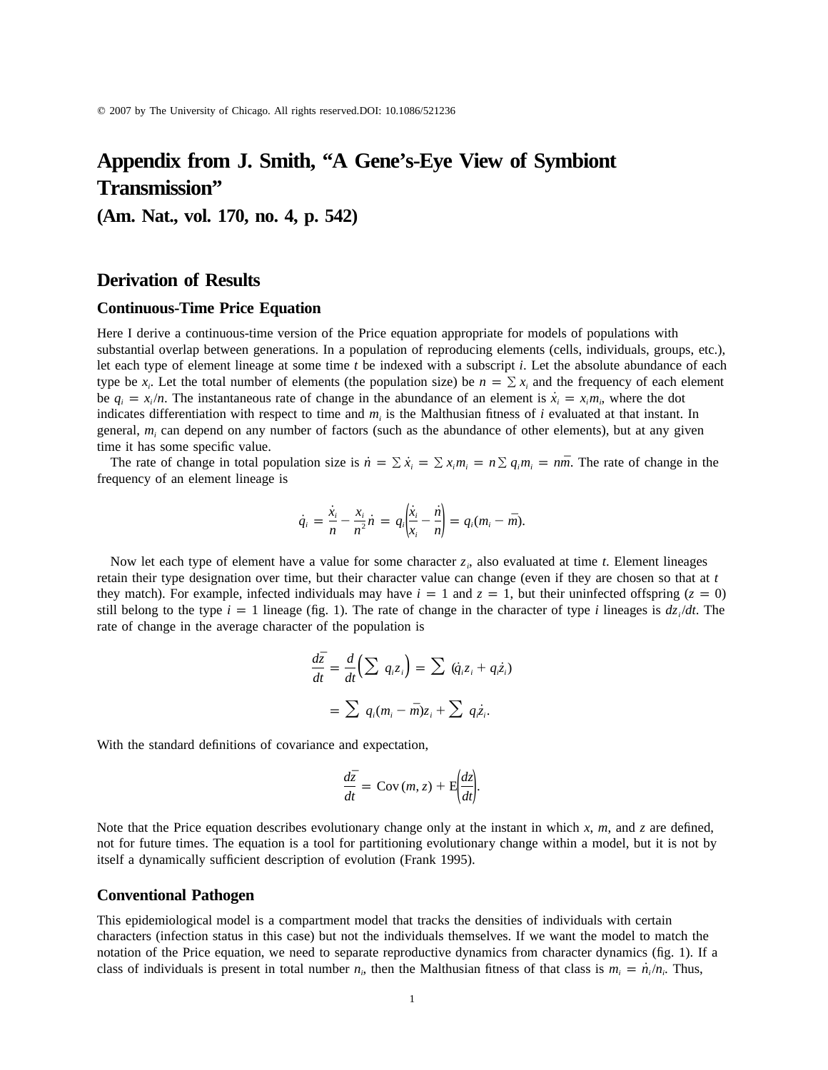© 2007 by The University of Chicago. All rights reserved.DOI: 10.1086/521236

# Appendix from J. Smith, "A Gene's-Eye View of Symbiont Transmission"

## (Am. Nat., vol. 170, no. 4, p. 542)

## Derivation of Results

### Continuous-Time Price Equation

Here I derive a continuous-time version of the Price equation appropriate for models of populations with substantial overlap between generations. In a population of reproducing elements (cells, individuals, groups, etc.), let each type of element lineage at some time $t$ be indexed with a subscript $i$. Let the absolute abundance of each type be $x_i$. Let the total number of elements (the population size) be $n = \sum x_i$ and the frequency of each element be $q_i = x_i/n$. The instantaneous rate of change in the abundance of an element is $\dot{x}_i = x_i m_i$, where the dot indicates differentiation with respect to time and $m_i$ is the Malthusian fitness of $i$ evaluated at that instant. In general, $m_i$ can depend on any number of factors (such as the abundance of other elements), but at any given time it has some specific value.

The rate of change in total population size is $\dot{n} = \sum \dot{x}_i = \sum x_i m_i = n \sum q_i m_i = n\bar{m}$. The rate of change in the frequency of an element lineage is

$$\dot{q}_i = \frac{\dot{x}_i}{n} - \frac{x_i}{n^2}\dot{n} = q_i\left(\frac{\dot{x}_i}{x_i} - \frac{\dot{n}}{n}\right) = q_i(m_i - \bar{m}).$$

Now let each type of element have a value for some character $z_i$, also evaluated at time $t$. Element lineages retain their type designation over time, but their character value can change (even if they are chosen so that at $t$ they match). For example, infected individuals may have $i = 1$ and $z = 1$, but their uninfected offspring ($z = 0$) still belong to the type $i = 1$ lineage (fig. 1). The rate of change in the character of type $i$ lineages is $dz_i/dt$. The rate of change in the average character of the population is

$$\frac{d\bar{z}}{dt} = \frac{d}{dt}\left(\sum q_i z_i\right) = \sum (\dot{q}_i z_i + q_i \dot{z}_i)$$

$$= \sum q_i(m_i - \bar{m})z_i + \sum q_i \dot{z}_i.$$

With the standard definitions of covariance and expectation,

$$\frac{d\bar{z}}{dt} = \mathrm{Cov}(m, z) + \mathrm{E}\left(\frac{dz}{dt}\right).$$

Note that the Price equation describes evolutionary change only at the instant in which $x$, $m$, and $z$ are defined, not for future times. The equation is a tool for partitioning evolutionary change within a model, but it is not by itself a dynamically sufficient description of evolution (Frank 1995).

### Conventional Pathogen

This epidemiological model is a compartment model that tracks the densities of individuals with certain characters (infection status in this case) but not the individuals themselves. If we want the model to match the notation of the Price equation, we need to separate reproductive dynamics from character dynamics (fig. 1). If a class of individuals is present in total number $n_i$, then the Malthusian fitness of that class is $m_i = \dot{n}_i/n_i$. Thus,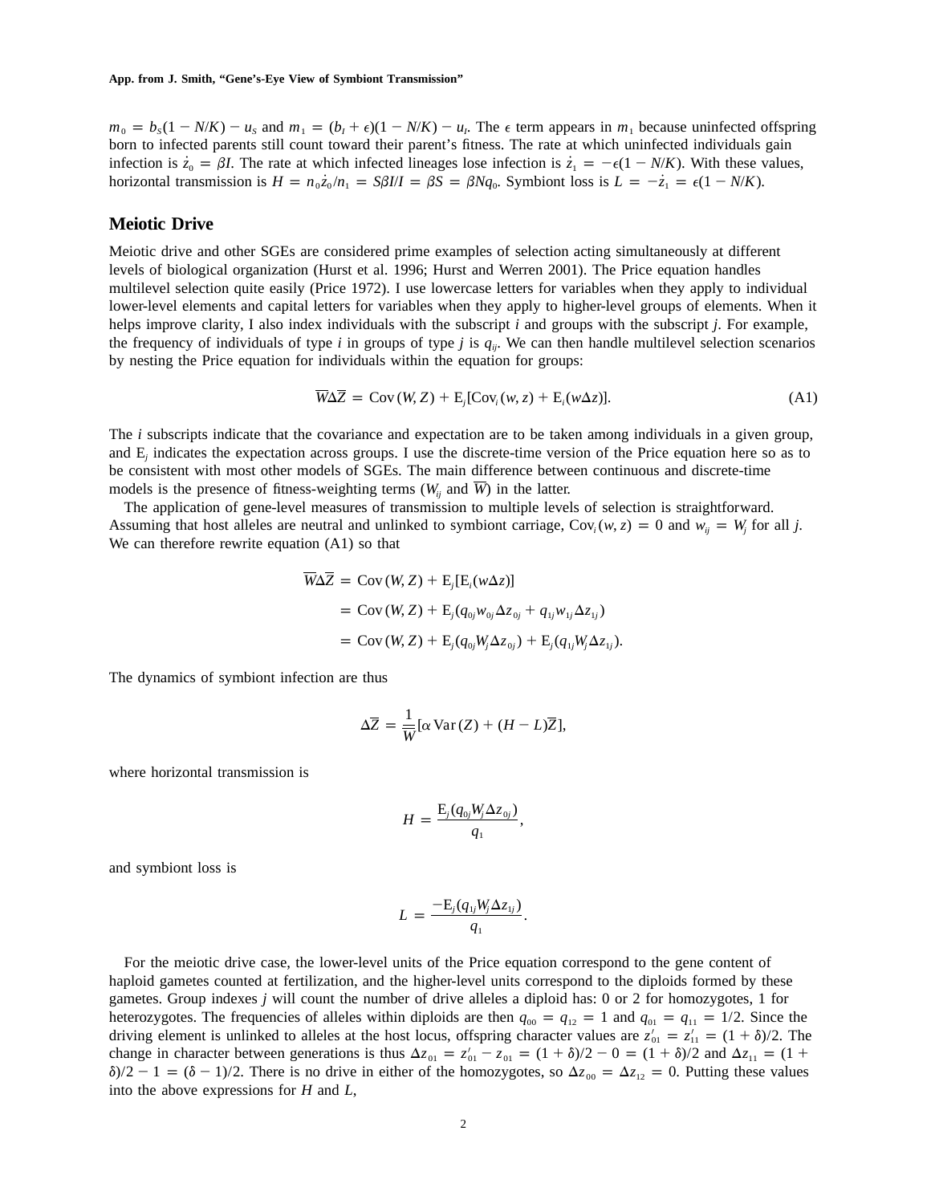$m_0 = b_S(1 - N/K) - u_S$ and $m_1 = (b_I + \epsilon)(1 - N/K) - u_I$. The $\epsilon$ term appears in $m_1$ because uninfected offspring born to infected parents still count toward their parent's fitness. The rate at which uninfected individuals gain infection is $\dot{z}_0 = \beta I$. The rate at which infected lineages lose infection is $\dot{z}_1 = -\epsilon(1 - N/K)$. With these values, horizontal transmission is $H = n_0\dot{z}_0/n_1 = S\beta I/I = \beta S = \beta N q_0$. Symbiont loss is $L = -\dot{z}_1 = \epsilon(1 - N/K)$.

## Meiotic Drive

Meiotic drive and other SGEs are considered prime examples of selection acting simultaneously at different levels of biological organization (Hurst et al. 1996; Hurst and Werren 2001). The Price equation handles multilevel selection quite easily (Price 1972). I use lowercase letters for variables when they apply to individual lower-level elements and capital letters for variables when they apply to higher-level groups of elements. When it helps improve clarity, I also index individuals with the subscript $i$ and groups with the subscript $j$. For example, the frequency of individuals of type $i$ in groups of type $j$ is $q_{ij}$. We can then handle multilevel selection scenarios by nesting the Price equation for individuals within the equation for groups:

$$\overline{W}\Delta\overline{Z} = \mathrm{Cov}(W, Z) + \mathrm{E}_j[\mathrm{Cov}_i(w, z) + \mathrm{E}_i(w\Delta z)]. \tag{A1}$$

The $i$ subscripts indicate that the covariance and expectation are to be taken among individuals in a given group, and $\mathrm{E}_j$ indicates the expectation across groups. I use the discrete-time version of the Price equation here so as to be consistent with most other models of SGEs. The main difference between continuous and discrete-time models is the presence of fitness-weighting terms ($W_{ij}$ and $\overline{W}$) in the latter.

The application of gene-level measures of transmission to multiple levels of selection is straightforward. Assuming that host alleles are neutral and unlinked to symbiont carriage, $\mathrm{Cov}_i(w, z) = 0$ and $w_{ij} = W_j$ for all $j$. We can therefore rewrite equation (A1) so that

$$
\begin{aligned}
\overline{W}\Delta\overline{Z} &= \mathrm{Cov}(W, Z) + \mathrm{E}_j[\mathrm{E}_i(w\Delta z)] \\
&= \mathrm{Cov}(W, Z) + \mathrm{E}_j(q_{0j}w_{0j}\Delta z_{0j} + q_{1j}w_{1j}\Delta z_{1j}) \\
&= \mathrm{Cov}(W, Z) + \mathrm{E}_j(q_{0j}W_j\Delta z_{0j}) + \mathrm{E}_j(q_{1j}W_j\Delta z_{1j}).
\end{aligned}
$$

The dynamics of symbiont infection are thus

$$\Delta\overline{Z} = \frac{1}{\overline{W}}[\alpha\,\mathrm{Var}(Z) + (H - L)\overline{Z}],$$

where horizontal transmission is

$$H = \frac{\mathrm{E}_j(q_{0j}W_j\Delta z_{0j})}{q_1},$$

and symbiont loss is

$$L = \frac{-\mathrm{E}_j(q_{1j}W_j\Delta z_{1j})}{q_1}.$$

For the meiotic drive case, the lower-level units of the Price equation correspond to the gene content of haploid gametes counted at fertilization, and the higher-level units correspond to the diploids formed by these gametes. Group indexes $j$ will count the number of drive alleles a diploid has: 0 or 2 for homozygotes, 1 for heterozygotes. The frequencies of alleles within diploids are then $q_{00} = q_{12} = 1$ and $q_{01} = q_{11} = 1/2$. Since the driving element is unlinked to alleles at the host locus, offspring character values are $z'_{01} = z'_{11} = (1 + \delta)/2$. The change in character between generations is thus $\Delta z_{01} = z'_{01} - z_{01} = (1 + \delta)/2 - 0 = (1 + \delta)/2$ and $\Delta z_{11} = (1 + \delta)/2 - 1 = (\delta - 1)/2$. There is no drive in either of the homozygotes, so $\Delta z_{00} = \Delta z_{12} = 0$. Putting these values into the above expressions for $H$ and $L$,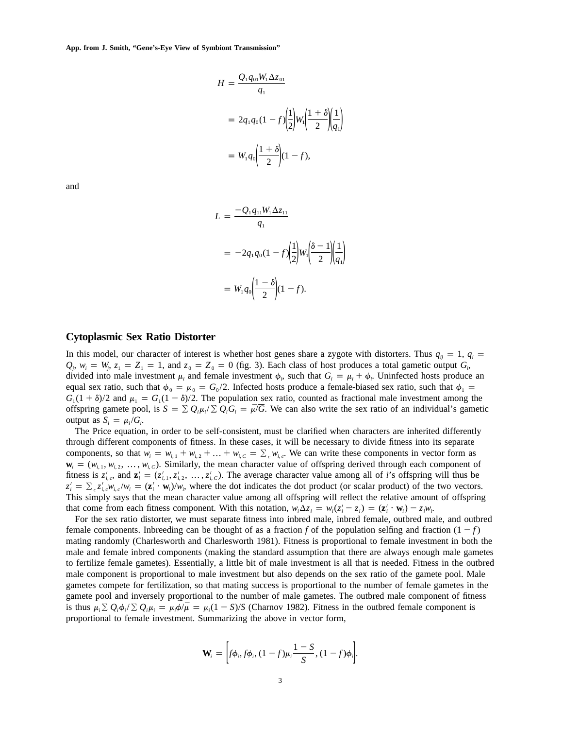$$
\begin{aligned}
H &= \frac{Q_1 q_{01} W_1 \Delta z_{01}}{q_1} \\
&= 2q_1 q_0 (1-f)\left(\frac{1}{2}\right) W_1 \left(\frac{1+\delta}{2}\right)\left(\frac{1}{q_1}\right) \\
&= W_1 q_0 \left(\frac{1+\delta}{2}\right)(1-f),
\end{aligned}
$$

and

$$
\begin{aligned}
L &= \frac{-Q_1 q_{11} W_1 \Delta z_{11}}{q_1} \\
&= -2q_1 q_0 (1-f)\left(\frac{1}{2}\right) W_1 \left(\frac{\delta-1}{2}\right)\left(\frac{1}{q_1}\right) \\
&= W_1 q_0 \left(\frac{1-\delta}{2}\right)(1-f).
\end{aligned}
$$

## Cytoplasmic Sex Ratio Distorter

In this model, our character of interest is whether host genes share a zygote with distorters. Thus $q_{ij} = 1$, $q_i = Q_j$, $w_i = W_j$, $z_1 = Z_1 = 1$, and $z_0 = Z_0 = 0$ (fig. 3). Each class of host produces a total gametic output $G_i$, divided into male investment $\mu_i$ and female investment $\phi_i$, such that $G_i = \mu_i + \phi_i$. Uninfected hosts produce an equal sex ratio, such that $\phi_0 = \mu_0 = G_0/2$. Infected hosts produce a female-biased sex ratio, such that $\phi_1 = G_1(1+\delta)/2$ and $\mu_1 = G_1(1-\delta)/2$. The population sex ratio, counted as fractional male investment among the offspring gamete pool, is $S = \sum Q_i \mu_i / \sum Q_i G_i = \bar{\mu}/\bar{G}$. We can also write the sex ratio of an individual's gametic output as $S_i = \mu_i / G_i$.

The Price equation, in order to be self-consistent, must be clarified when characters are inherited differently through different components of fitness. In these cases, it will be necessary to divide fitness into its separate components, so that $w_i = w_{i,1} + w_{i,2} + \ldots + w_{i,C} = \sum_c w_{i,c}$. We can write these components in vector form as $\mathbf{w}_i = (w_{i,1}, w_{i,2}, \ldots, w_{i,C})$. Similarly, the mean character value of offspring derived through each component of fitness is $z'_{i,c}$, and $\mathbf{z}'_i = (z'_{i,1}, z'_{i,2}, \ldots, z'_{i,C})$. The average character value among all of $i$'s offspring will thus be $z'_i = \sum_c z'_{i,c} w_{i,c}/w_i = (\mathbf{z}'_i \cdot \mathbf{w}_i)/w_i$, where the dot indicates the dot product (or scalar product) of the two vectors. This simply says that the mean character value among all offspring will reflect the relative amount of offspring that come from each fitness component. With this notation, $w_i \Delta z_i = w_i(z'_i - z_i) = (\mathbf{z}'_i \cdot \mathbf{w}_i) - z_i w_i$.

For the sex ratio distorter, we must separate fitness into inbred male, inbred female, outbred male, and outbred female components. Inbreeding can be thought of as a fraction $f$ of the population selfing and fraction $(1-f)$ mating randomly (Charlesworth and Charlesworth 1981). Fitness is proportional to female investment in both the male and female inbred components (making the standard assumption that there are always enough male gametes to fertilize female gametes). Essentially, a little bit of male investment is all that is needed. Fitness in the outbred male component is proportional to male investment but also depends on the sex ratio of the gamete pool. Male gametes compete for fertilization, so that mating success is proportional to the number of female gametes in the gamete pool and inversely proportional to the number of male gametes. The outbred male component of fitness is thus $\mu_i \sum Q_i \phi_i / \sum Q_i \mu_i = \mu_i \bar{\phi}/\bar{\mu} = \mu_i (1-S)/S$ (Charnov 1982). Fitness in the outbred female component is proportional to female investment. Summarizing the above in vector form,

$$
\mathbf{W}_i = \left[ f\phi_i, f\phi_i, (1-f)\mu_i \frac{1-S}{S}, (1-f)\phi_i \right].
$$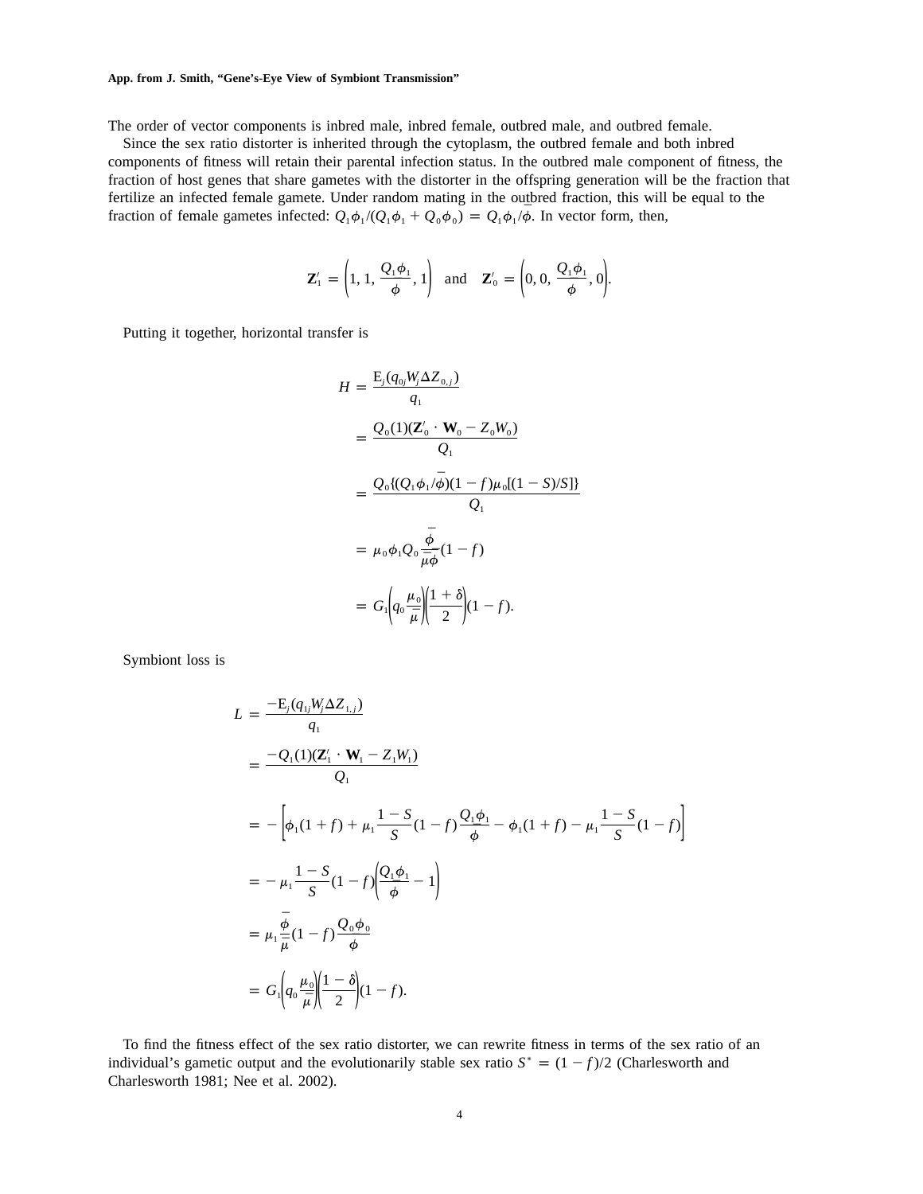The order of vector components is inbred male, inbred female, outbred male, and outbred female.

Since the sex ratio distorter is inherited through the cytoplasm, the outbred female and both inbred components of fitness will retain their parental infection status. In the outbred male component of fitness, the fraction of host genes that share gametes with the distorter in the offspring generation will be the fraction that fertilize an infected female gamete. Under random mating in the outbred fraction, this will be equal to the fraction of female gametes infected: $Q_1\phi_1/(Q_1\phi_1 + Q_0\phi_0) = Q_1\phi_1/\bar{\phi}$. In vector form, then,

$$\mathbf{Z}_1' = \left(1, 1, \frac{Q_1\phi_1}{\phi}, 1\right) \quad \text{and} \quad \mathbf{Z}_0' = \left(0, 0, \frac{Q_1\phi_1}{\phi}, 0\right).$$

Putting it together, horizontal transfer is

$$\begin{aligned}
H &= \frac{\mathrm{E}_j(q_{0j}W_j\Delta Z_{0,j})}{q_1} \\
&= \frac{Q_0(1)(\mathbf{Z}_0' \cdot \mathbf{W}_0 - Z_0W_0)}{Q_1} \\
&= \frac{Q_0\{(Q_1\phi_1/\bar{\phi})(1-f)\mu_0[(1-S)/S]\}}{Q_1} \\
&= \mu_0\phi_1Q_0\frac{\bar{\phi}}{\bar{\mu}\bar{\phi}}(1-f) \\
&= G_1\left(q_0\frac{\mu_0}{\bar{\mu}}\right)\left(\frac{1+\delta}{2}\right)(1-f).
\end{aligned}$$

Symbiont loss is

$$\begin{aligned}
L &= \frac{-\mathrm{E}_j(q_{1j}W_j\Delta Z_{1,j})}{q_1} \\
&= \frac{-Q_1(1)(\mathbf{Z}_1' \cdot \mathbf{W}_1 - Z_1W_1)}{Q_1} \\
&= -\left[\phi_1(1+f) + \mu_1\frac{1-S}{S}(1-f)\frac{Q_1\phi_1}{\phi} - \phi_1(1+f) - \mu_1\frac{1-S}{S}(1-f)\right] \\
&= -\mu_1\frac{1-S}{S}(1-f)\left(\frac{Q_1\phi_1}{\phi} - 1\right) \\
&= \mu_1\frac{\bar{\phi}}{\bar{\mu}}(1-f)\frac{Q_0\phi_0}{\phi} \\
&= G_1\left(q_0\frac{\mu_0}{\bar{\mu}}\right)\left(\frac{1-\delta}{2}\right)(1-f).
\end{aligned}$$

To find the fitness effect of the sex ratio distorter, we can rewrite fitness in terms of the sex ratio of an individual's gametic output and the evolutionarily stable sex ratio $S^* = (1-f)/2$ (Charlesworth and Charlesworth 1981; Nee et al. 2002).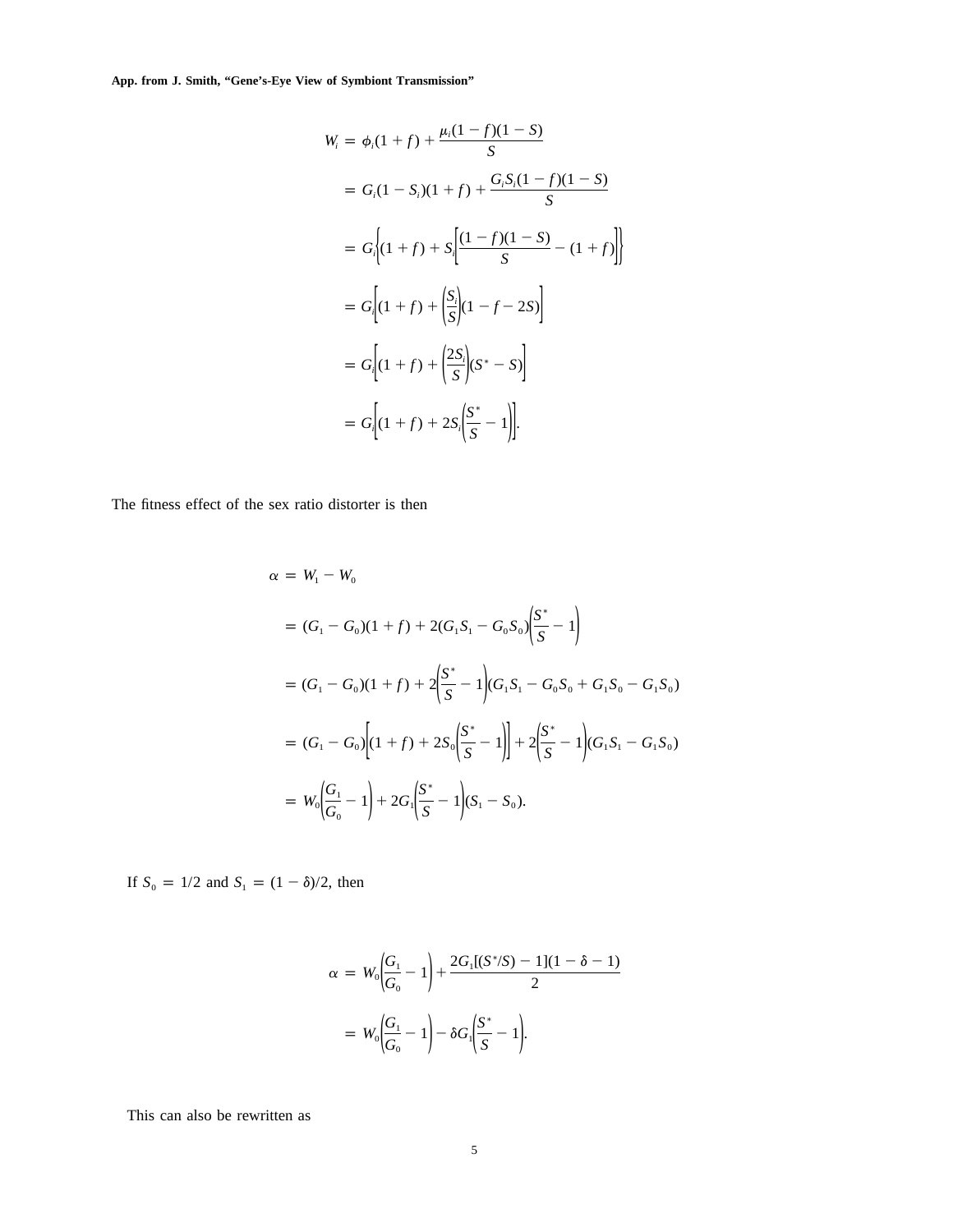$$
\begin{aligned}
W_i &= \phi_i(1 + f) + \frac{\mu_i(1 - f)(1 - S)}{S} \\
&= G_i(1 - S_i)(1 + f) + \frac{G_i S_i(1 - f)(1 - S)}{S} \\
&= G_i\left\{(1 + f) + S_i\left[\frac{(1 - f)(1 - S)}{S} - (1 + f)\right]\right\} \\
&= G_i\left[(1 + f) + \left(\frac{S_i}{S}\right)(1 - f - 2S)\right] \\
&= G_i\left[(1 + f) + \left(\frac{2S_i}{S}\right)(S^* - S)\right] \\
&= G_i\left[(1 + f) + 2S_i\left(\frac{S^*}{S} - 1\right)\right].
\end{aligned}
$$

The fitness effect of the sex ratio distorter is then

$$
\begin{aligned}
\alpha &= W_1 - W_0 \\
&= (G_1 - G_0)(1 + f) + 2(G_1 S_1 - G_0 S_0)\left(\frac{S^*}{S} - 1\right) \\
&= (G_1 - G_0)(1 + f) + 2\left(\frac{S^*}{S} - 1\right)(G_1 S_1 - G_0 S_0 + G_1 S_0 - G_1 S_0) \\
&= (G_1 - G_0)\left[(1 + f) + 2S_0\left(\frac{S^*}{S} - 1\right)\right] + 2\left(\frac{S^*}{S} - 1\right)(G_1 S_1 - G_1 S_0) \\
&= W_0\left(\frac{G_1}{G_0} - 1\right) + 2G_1\left(\frac{S^*}{S} - 1\right)(S_1 - S_0).
\end{aligned}
$$

If $S_0 = 1/2$ and $S_1 = (1 - \delta)/2$, then

$$
\begin{aligned}
\alpha &= W_0\left(\frac{G_1}{G_0} - 1\right) + \frac{2G_1[(S^*/S) - 1](1 - \delta - 1)}{2} \\
&= W_0\left(\frac{G_1}{G_0} - 1\right) - \delta G_1\left(\frac{S^*}{S} - 1\right).
\end{aligned}
$$

This can also be rewritten as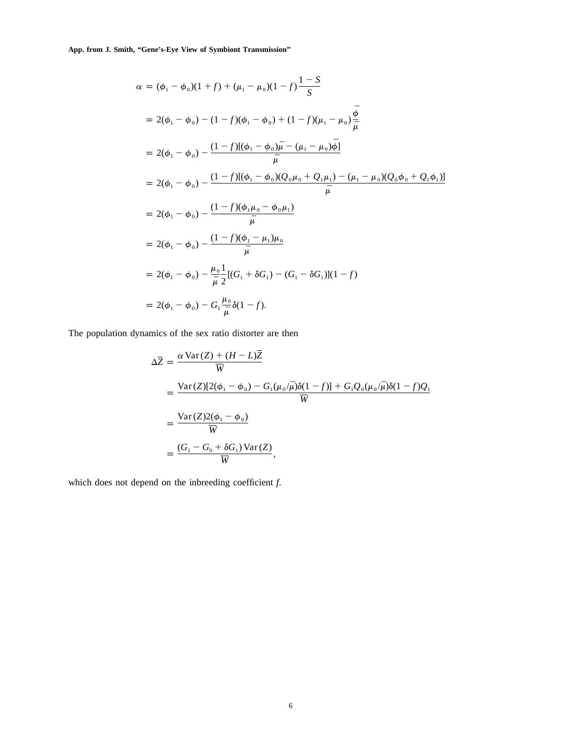$$
\begin{aligned}
\alpha &= (\phi_1 - \phi_0)(1+f) + (\mu_1 - \mu_0)(1-f)\frac{1-S}{S} \\
&= 2(\phi_1 - \phi_0) - (1-f)(\phi_1 - \phi_0) + (1-f)(\mu_1 - \mu_0)\frac{\bar{\phi}}{\bar{\mu}} \\
&= 2(\phi_1 - \phi_0) - \frac{(1-f)[(\phi_1 - \phi_0)\bar{\mu} - (\mu_1 - \mu_0)\bar{\phi}]}{\bar{\mu}} \\
&= 2(\phi_1 - \phi_0) - \frac{(1-f)[(\phi_1 - \phi_0)(Q_0\mu_0 + Q_1\mu_1) - (\mu_1 - \mu_0)(Q_0\phi_0 + Q_1\phi_1)]}{\bar{\mu}} \\
&= 2(\phi_1 - \phi_0) - \frac{(1-f)(\phi_1\mu_0 - \phi_0\mu_1)}{\bar{\mu}} \\
&= 2(\phi_1 - \phi_0) - \frac{(1-f)(\phi_1 - \mu_1)\mu_0}{\bar{\mu}} \\
&= 2(\phi_1 - \phi_0) - \frac{\mu_0}{\bar{\mu}}\frac{1}{2}[(G_1 + \delta G_1) - (G_1 - \delta G_1)](1-f) \\
&= 2(\phi_1 - \phi_0) - G_1\frac{\mu_0}{\bar{\mu}}\delta(1-f).
\end{aligned}
$$

The population dynamics of the sex ratio distorter are then

$$
\begin{aligned}
\Delta\bar{Z} &= \frac{\alpha\,\mathrm{Var}(Z) + (H-L)\bar{Z}}{\bar{W}} \\
&= \frac{\mathrm{Var}(Z)[2(\phi_1 - \phi_0) - G_1(\mu_0/\bar{\mu})\delta(1-f)] + G_1Q_0(\mu_0/\bar{\mu})\delta(1-f)Q_1}{\bar{W}} \\
&= \frac{\mathrm{Var}(Z)2(\phi_1 - \phi_0)}{\bar{W}} \\
&= \frac{(G_1 - G_0 + \delta G_1)\,\mathrm{Var}(Z)}{\bar{W}},
\end{aligned}
$$

which does not depend on the inbreeding coefficient $f$.